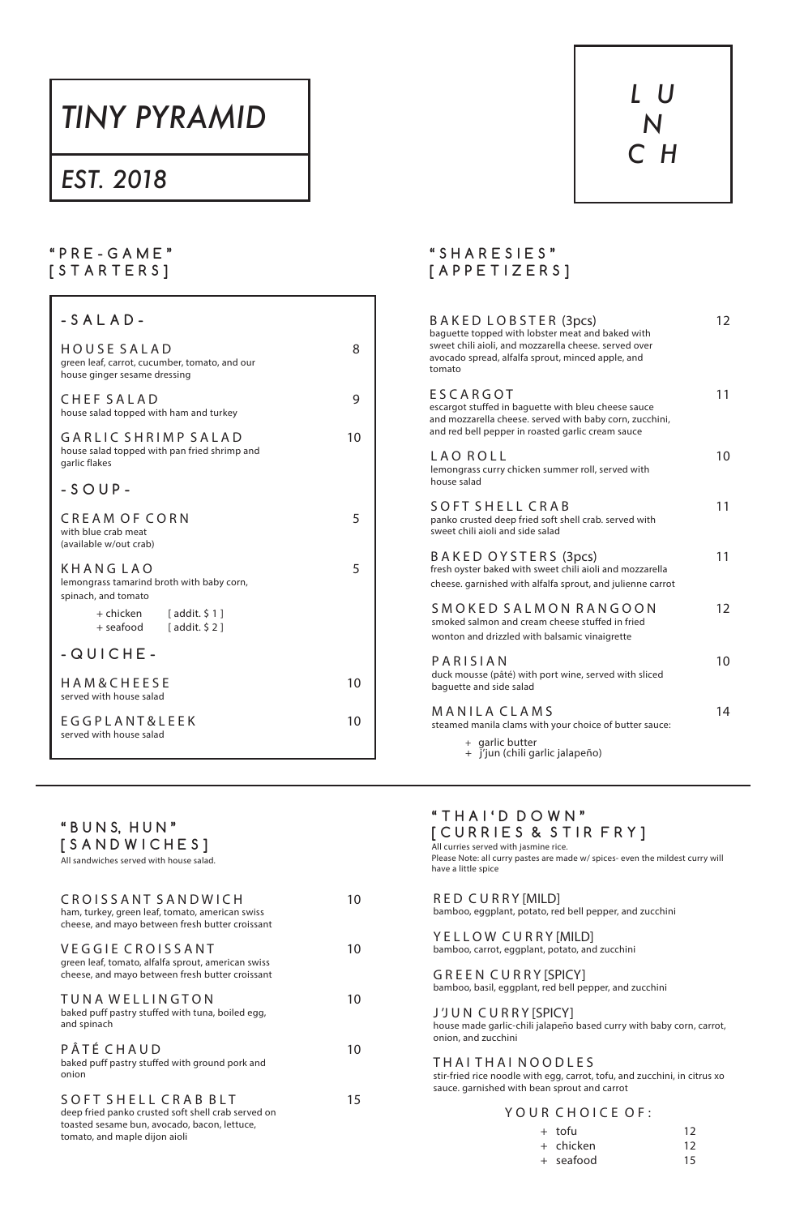# TINY PYRAMID

## EST. 2018

# LUNCH

## "PRE-GAME" [STARTERS]

### - SALAD -

**HOUSE SALAD** — 8
green leaf, carrot, cucumber, tomato, and our house ginger sesame dressing

**CHEF SALAD** — 9
house salad topped with ham and turkey

**GARLIC SHRIMP SALAD** — 10
house salad topped with pan fried shrimp and garlic flakes

### - SOUP -

**CREAM OF CORN** — 5
with blue crab meat
(available w/out crab)

**KHANG LAO** — 5
lemongrass tamarind broth with baby corn, spinach, and tomato

- + chicken [ addit. $ 1 ]
- + seafood [ addit. $ 2 ]

### - QUICHE -

**HAM&CHEESE** — 10
served with house salad

**EGGPLANT&LEEK** — 10
served with house salad

## "SHARESIES" [APPETIZERS]

**BAKED LOBSTER (3pcs)** — 12
baguette topped with lobster meat and baked with sweet chili aioli, and mozzarella cheese. served over avocado spread, alfalfa sprout, minced apple, and tomato

**ESCARGOT** — 11
escargot stuffed in baguette with bleu cheese sauce and mozzarella cheese. served with baby corn, zucchini, and red bell pepper in roasted garlic cream sauce

**LAO ROLL** — 10
lemongrass curry chicken summer roll, served with house salad

**SOFT SHELL CRAB** — 11
panko crusted deep fried soft shell crab. served with sweet chili aioli and side salad

**BAKED OYSTERS (3pcs)** — 11
fresh oyster baked with sweet chili aioli and mozzarella cheese. garnished with alfalfa sprout, and julienne carrot

**SMOKED SALMON RANGOON** — 12
smoked salmon and cream cheese stuffed in fried wonton and drizzled with balsamic vinaigrette

**PARISIAN** — 10
duck mousse (pâté) with port wine, served with sliced baguette and side salad

**MANILA CLAMS** — 14
steamed manila clams with your choice of butter sauce:

- + garlic butter
- + j'jun (chili garlic jalapeño)

## "BUNS, HUN" [SANDWICHES]

All sandwiches served with house salad.

**CROISSANT SANDWICH** — 10
ham, turkey, green leaf, tomato, american swiss cheese, and mayo between fresh butter croissant

**VEGGIE CROISSANT** — 10
green leaf, tomato, alfalfa sprout, american swiss cheese, and mayo between fresh butter croissant

**TUNA WELLINGTON** — 10
baked puff pastry stuffed with tuna, boiled egg, and spinach

**PÂTÉ CHAUD** — 10
baked puff pastry stuffed with ground pork and onion

**SOFT SHELL CRAB BLT** — 15
deep fried panko crusted soft shell crab served on toasted sesame bun, avocado, bacon, lettuce, tomato, and maple dijon aioli

## "THAI'D DOWN" [CURRIES & STIR FRY]

All curries served with jasmine rice.
Please Note: all curry pastes are made w/ spices- even the mildest curry will have a little spice

**RED CURRY [MILD]**
bamboo, eggplant, potato, red bell pepper, and zucchini

**YELLOW CURRY [MILD]**
bamboo, carrot, eggplant, potato, and zucchini

**GREEN CURRY [SPICY]**
bamboo, basil, eggplant, red bell pepper, and zucchini

**J'JUN CURRY [SPICY]**
house made garlic-chili jalapeño based curry with baby corn, carrot, onion, and zucchini

**THAI THAI NOODLES**
stir-fried rice noodle with egg, carrot, tofu, and zucchini, in citrus xo sauce. garnished with bean sprout and carrot

**YOUR CHOICE OF:**

| Choice | Price |
|---|---|
| + tofu | 12 |
| + chicken | 12 |
| + seafood | 15 |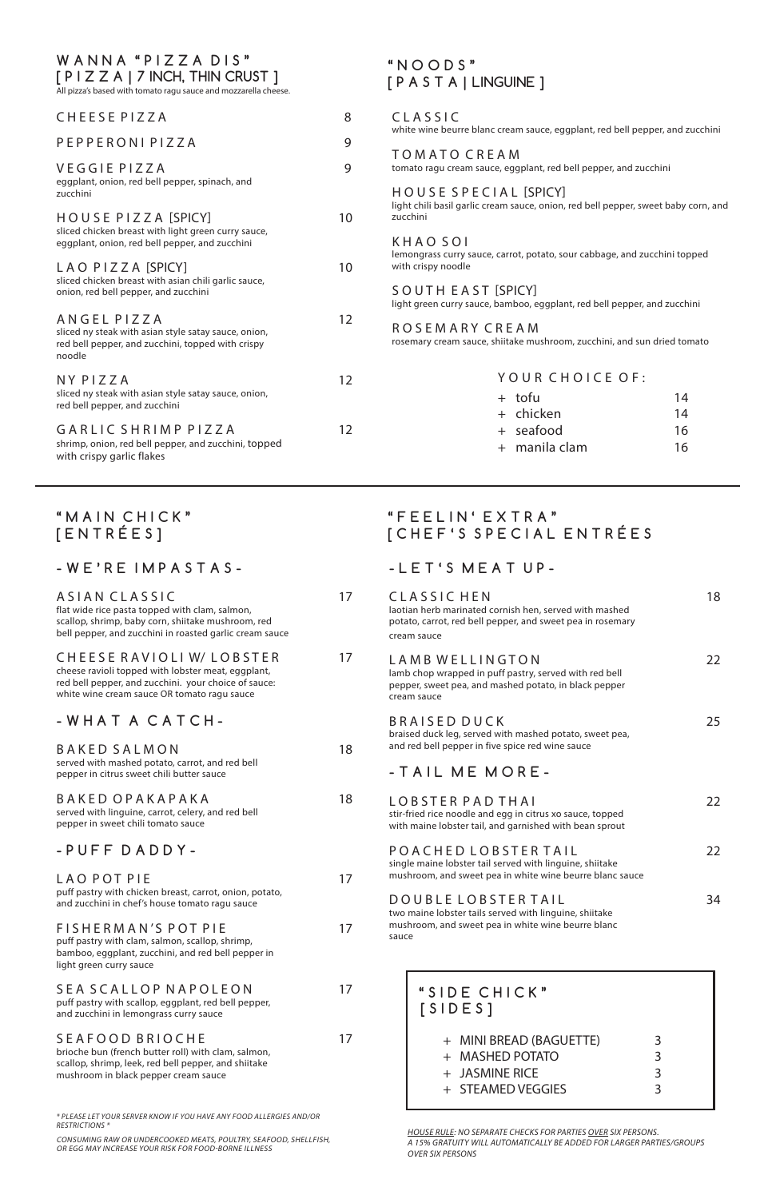## WANNA "PIZZA DIS"
## [ PIZZA | 7 INCH, THIN CRUST ]

All pizza's based with tomato ragu sauce and mozzarella cheese.

| | |
|---|---|
| CHEESE PIZZA | 8 |
| PEPPERONI PIZZA | 9 |
| VEGGIE PIZZA<br>eggplant, onion, red bell pepper, spinach, and zucchini | 9 |
| HOUSE PIZZA [SPICY]<br>sliced chicken breast with light green curry sauce, eggplant, onion, red bell pepper, and zucchini | 10 |
| LAO PIZZA [SPICY]<br>sliced chicken breast with asian chili garlic sauce, onion, red bell pepper, and zucchini | 10 |
| ANGEL PIZZA<br>sliced ny steak with asian style satay sauce, onion, red bell pepper, and zucchini, topped with crispy noodle | 12 |
| NY PIZZA<br>sliced ny steak with asian style satay sauce, onion, red bell pepper, and zucchini | 12 |
| GARLIC SHRIMP PIZZA<br>shrimp, onion, red bell pepper, and zucchini, topped with crispy garlic flakes | 12 |

## "NOODS"
## [ PASTA | LINGUINE ]

**CLASSIC**
white wine beurre blanc cream sauce, eggplant, red bell pepper, and zucchini

**TOMATO CREAM**
tomato ragu cream sauce, eggplant, red bell pepper, and zucchini

**HOUSE SPECIAL [SPICY]**
light chili basil garlic cream sauce, onion, red bell pepper, sweet baby corn, and zucchini

**KHAO SOI**
lemongrass curry sauce, carrot, potato, sour cabbage, and zucchini topped with crispy noodle

**SOUTH EAST [SPICY]**
light green curry sauce, bamboo, eggplant, red bell pepper, and zucchini

**ROSEMARY CREAM**
rosemary cream sauce, shiitake mushroom, zucchini, and sun dried tomato

YOUR CHOICE OF:

| | |
|---|---|
| + tofu | 14 |
| + chicken | 14 |
| + seafood | 16 |
| + manila clam | 16 |

## "MAIN CHICK"
## [ ENTRÉES ]

### - WE'RE IMPASTAS -

| | |
|---|---|
| ASIAN CLASSIC<br>flat wide rice pasta topped with clam, salmon, scallop, shrimp, baby corn, shiitake mushroom, red bell pepper, and zucchini in roasted garlic cream sauce | 17 |
| CHEESE RAVIOLI W/ LOBSTER<br>cheese ravioli topped with lobster meat, eggplant, red bell pepper, and zucchini. your choice of sauce: white wine cream sauce OR tomato ragu sauce | 17 |

### - WHAT A CATCH -

| | |
|---|---|
| BAKED SALMON<br>served with mashed potato, carrot, and red bell pepper in citrus sweet chili butter sauce | 18 |
| BAKED OPAKAPAKA<br>served with linguine, carrot, celery, and red bell pepper in sweet chili tomato sauce | 18 |

### - PUFF DADDY -

| | |
|---|---|
| LAO POT PIE<br>puff pastry with chicken breast, carrot, onion, potato, and zucchini in chef's house tomato ragu sauce | 17 |
| FISHERMAN'S POT PIE<br>puff pastry with clam, salmon, scallop, shrimp, bamboo, eggplant, zucchini, and red bell pepper in light green curry sauce | 17 |
| SEA SCALLOP NAPOLEON<br>puff pastry with scallop, eggplant, red bell pepper, and zucchini in lemongrass curry sauce | 17 |
| SEAFOOD BRIOCHE<br>brioche bun (french butter roll) with clam, salmon, scallop, shrimp, leek, red bell pepper, and shiitake mushroom in black pepper cream sauce | 17 |

*\* PLEASE LET YOUR SERVER KNOW IF YOU HAVE ANY FOOD ALLERGIES AND/OR RESTRICTIONS \**

*CONSUMING RAW OR UNDERCOOKED MEATS, POULTRY, SEAFOOD, SHELLFISH, OR EGG MAY INCREASE YOUR RISK FOR FOOD-BORNE ILLNESS*

## "FEELIN' EXTRA"
## [ CHEF'S SPECIAL ENTRÉES

### - LET'S MEAT UP -

| | |
|---|---|
| CLASSIC HEN<br>laotian herb marinated cornish hen, served with mashed potato, carrot, red bell pepper, and sweet pea in rosemary cream sauce | 18 |
| LAMB WELLINGTON<br>lamb chop wrapped in puff pastry, served with red bell pepper, sweet pea, and mashed potato, in black pepper cream sauce | 22 |
| BRAISED DUCK<br>braised duck leg, served with mashed potato, sweet pea, and red bell pepper in five spice red wine sauce | 25 |

### - TAIL ME MORE -

| | |
|---|---|
| LOBSTER PAD THAI<br>stir-fried rice noodle and egg in citrus xo sauce, topped with maine lobster tail, and garnished with bean sprout | 22 |
| POACHED LOBSTER TAIL<br>single maine lobster tail served with linguine, shiitake mushroom, and sweet pea in white wine beurre blanc sauce | 22 |
| DOUBLE LOBSTER TAIL<br>two maine lobster tails served with linguine, shiitake mushroom, and sweet pea in white wine beurre blanc sauce | 34 |

## "SIDE CHICK"
## [ SIDES ]

| | |
|---|---|
| + MINI BREAD (BAGUETTE) | 3 |
| + MASHED POTATO | 3 |
| + JASMINE RICE | 3 |
| + STEAMED VEGGIES | 3 |

*HOUSE RULE: NO SEPARATE CHECKS FOR PARTIES OVER SIX PERSONS.*
*A 15% GRATUITY WILL AUTOMATICALLY BE ADDED FOR LARGER PARTIES/GROUPS OVER SIX PERSONS*